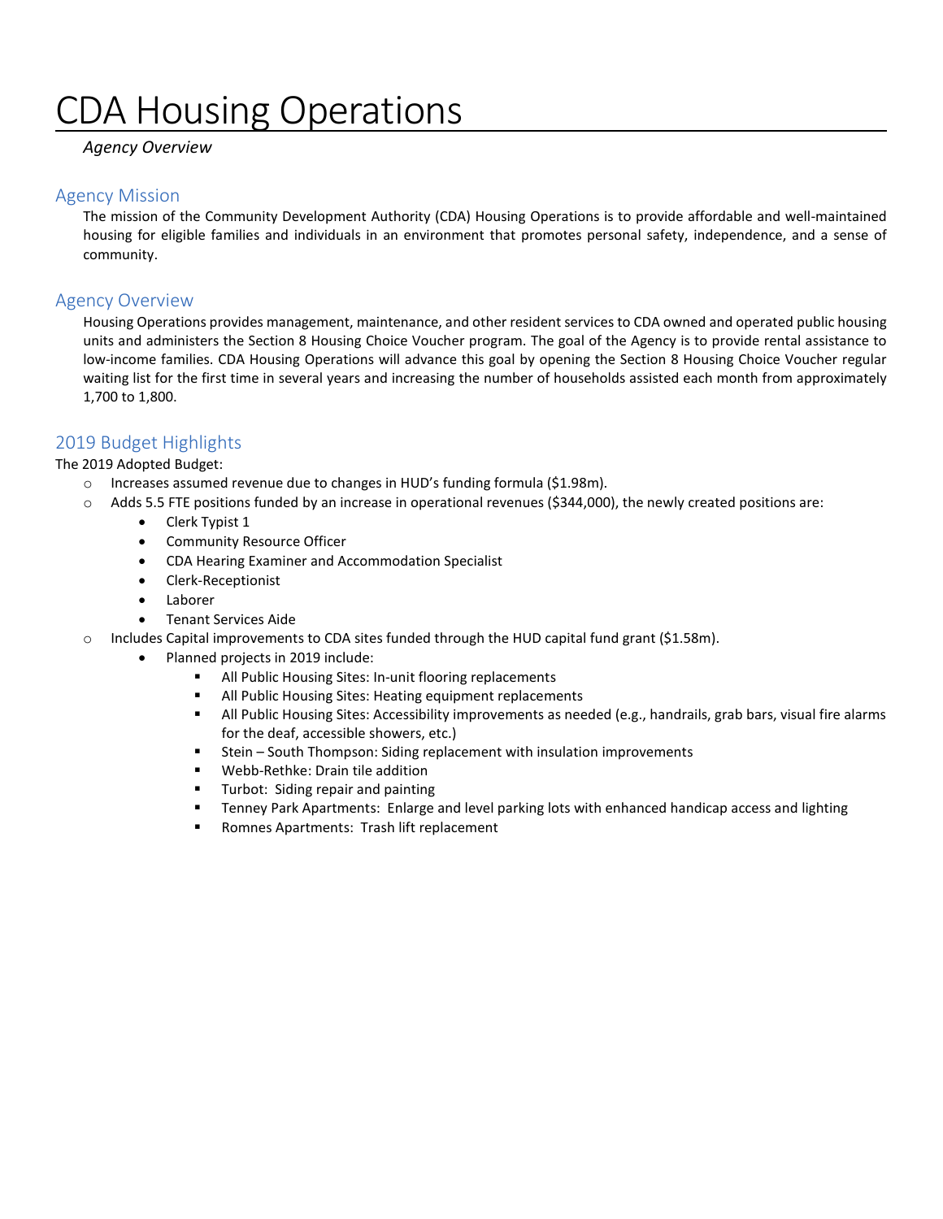# CDA Housing Operations

*Agency Overview*

## Agency Mission

The mission of the Community Development Authority (CDA) Housing Operations is to provide affordable and well-maintained housing for eligible families and individuals in an environment that promotes personal safety, independence, and a sense of community.

## Agency Overview

Housing Operations provides management, maintenance, and other resident services to CDA owned and operated public housing units and administers the Section 8 Housing Choice Voucher program. The goal of the Agency is to provide rental assistance to low-income families. CDA Housing Operations will advance this goal by opening the Section 8 Housing Choice Voucher regular waiting list for the first time in several years and increasing the number of households assisted each month from approximately 1,700 to 1,800.

## 2019 Budget Highlights

The 2019 Adopted Budget:

- Increases assumed revenue due to changes in HUD's funding formula ($1.98m).
- Adds 5.5 FTE positions funded by an increase in operational revenues ($344,000), the newly created positions are:
  - Clerk Typist 1
  - Community Resource Officer
  - CDA Hearing Examiner and Accommodation Specialist
  - Clerk-Receptionist
  - Laborer
  - Tenant Services Aide
- Includes Capital improvements to CDA sites funded through the HUD capital fund grant ($1.58m).
  - Planned projects in 2019 include:
    - All Public Housing Sites: In-unit flooring replacements
    - All Public Housing Sites: Heating equipment replacements
    - All Public Housing Sites: Accessibility improvements as needed (e.g., handrails, grab bars, visual fire alarms for the deaf, accessible showers, etc.)
    - Stein – South Thompson: Siding replacement with insulation improvements
    - Webb-Rethke: Drain tile addition
    - Turbot: Siding repair and painting
    - Tenney Park Apartments: Enlarge and level parking lots with enhanced handicap access and lighting
    - Romnes Apartments: Trash lift replacement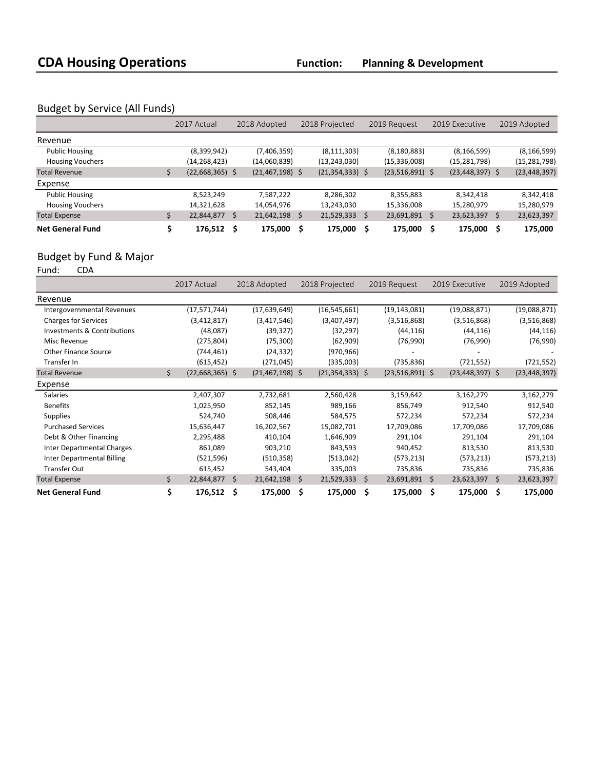# CDA Housing Operations

**Function: Planning & Development**

## Budget by Service (All Funds)

| | 2017 Actual | 2018 Adopted | 2018 Projected | 2019 Request | 2019 Executive | 2019 Adopted |
|---|---|---|---|---|---|---|
| **Revenue** | | | | | | |
| Public Housing | (8,399,942) | (7,406,359) | (8,111,303) | (8,180,883) | (8,166,599) | (8,166,599) |
| Housing Vouchers | (14,268,423) | (14,060,839) | (13,243,030) | (15,336,008) | (15,281,798) | (15,281,798) |
| Total Revenue | $ (22,668,365) | $ (21,467,198) | $ (21,354,333) | $ (23,516,891) | $ (23,448,397) | $ (23,448,397) |
| **Expense** | | | | | | |
| Public Housing | 8,523,249 | 7,587,222 | 8,286,302 | 8,355,883 | 8,342,418 | 8,342,418 |
| Housing Vouchers | 14,321,628 | 14,054,976 | 13,243,030 | 15,336,008 | 15,280,979 | 15,280,979 |
| Total Expense | $ 22,844,877 | $ 21,642,198 | $ 21,529,333 | $ 23,691,891 | $ 23,623,397 | $ 23,623,397 |
| **Net General Fund** | **$ 176,512** | **$ 175,000** | **$ 175,000** | **$ 175,000** | **$ 175,000** | **$ 175,000** |

## Budget by Fund & Major

Fund: CDA

| | 2017 Actual | 2018 Adopted | 2018 Projected | 2019 Request | 2019 Executive | 2019 Adopted |
|---|---|---|---|---|---|---|
| **Revenue** | | | | | | |
| Intergovernmental Revenues | (17,571,744) | (17,639,649) | (16,545,661) | (19,143,081) | (19,088,871) | (19,088,871) |
| Charges for Services | (3,412,817) | (3,417,546) | (3,407,497) | (3,516,868) | (3,516,868) | (3,516,868) |
| Investments & Contributions | (48,087) | (39,327) | (32,297) | (44,116) | (44,116) | (44,116) |
| Misc Revenue | (275,804) | (75,300) | (62,909) | (76,990) | (76,990) | (76,990) |
| Other Finance Source | (744,461) | (24,332) | (970,966) | - | - | - |
| Transfer In | (615,452) | (271,045) | (335,003) | (735,836) | (721,552) | (721,552) |
| Total Revenue | $ (22,668,365) | $ (21,467,198) | $ (21,354,333) | $ (23,516,891) | $ (23,448,397) | $ (23,448,397) |
| **Expense** | | | | | | |
| Salaries | 2,407,307 | 2,732,681 | 2,560,428 | 3,159,642 | 3,162,279 | 3,162,279 |
| Benefits | 1,025,950 | 852,145 | 989,166 | 856,749 | 912,540 | 912,540 |
| Supplies | 524,740 | 508,446 | 584,575 | 572,234 | 572,234 | 572,234 |
| Purchased Services | 15,636,447 | 16,202,567 | 15,082,701 | 17,709,086 | 17,709,086 | 17,709,086 |
| Debt & Other Financing | 2,295,488 | 410,104 | 1,646,909 | 291,104 | 291,104 | 291,104 |
| Inter Departmental Charges | 861,089 | 903,210 | 843,593 | 940,452 | 813,530 | 813,530 |
| Inter Departmental Billing | (521,596) | (510,358) | (513,042) | (573,213) | (573,213) | (573,213) |
| Transfer Out | 615,452 | 543,404 | 335,003 | 735,836 | 735,836 | 735,836 |
| Total Expense | $ 22,844,877 | $ 21,642,198 | $ 21,529,333 | $ 23,691,891 | $ 23,623,397 | $ 23,623,397 |
| **Net General Fund** | **$ 176,512** | **$ 175,000** | **$ 175,000** | **$ 175,000** | **$ 175,000** | **$ 175,000** |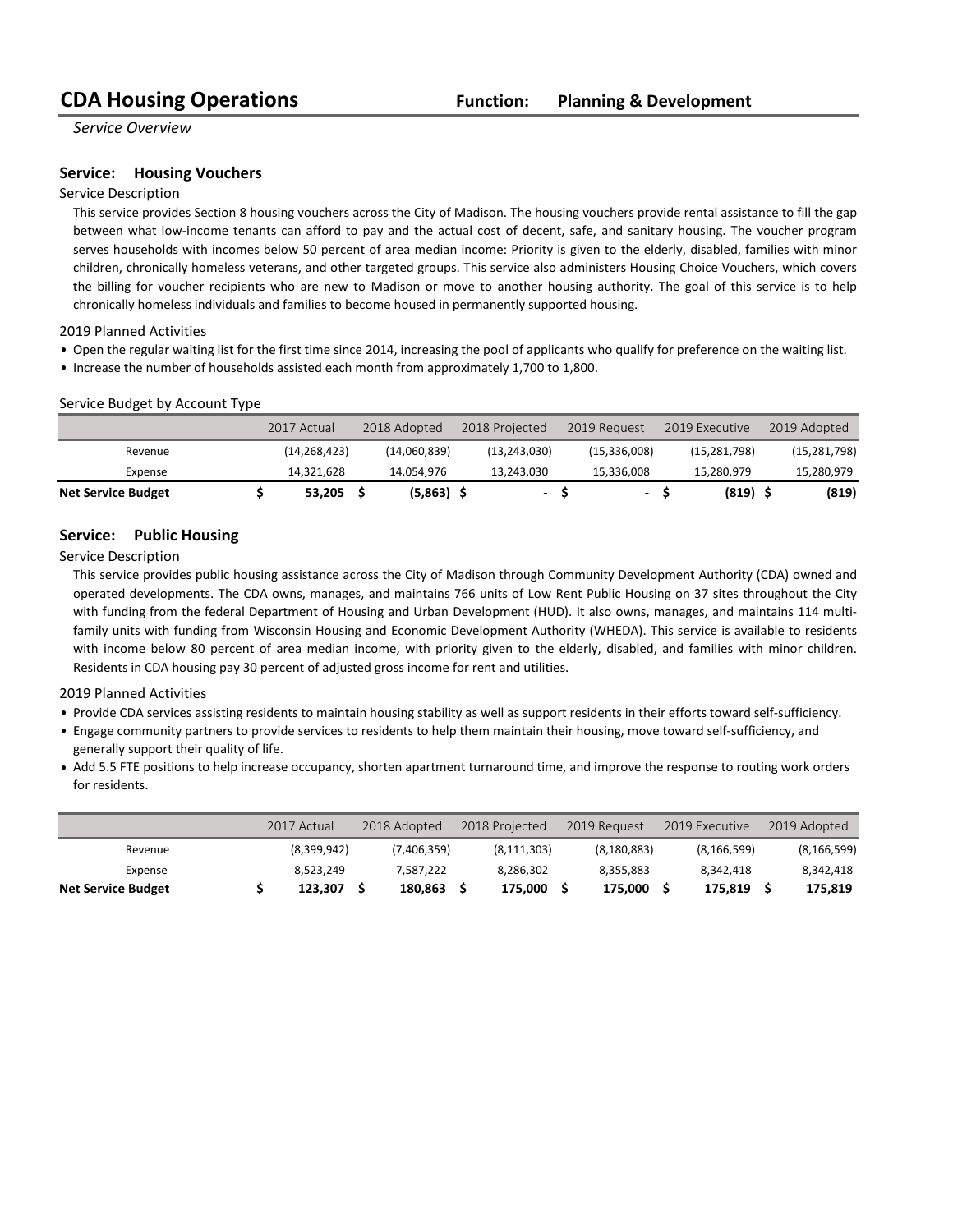# CDA Housing Operations

**Function: Planning & Development**

*Service Overview*

## Service: Housing Vouchers

Service Description

This service provides Section 8 housing vouchers across the City of Madison. The housing vouchers provide rental assistance to fill the gap between what low-income tenants can afford to pay and the actual cost of decent, safe, and sanitary housing. The voucher program serves households with incomes below 50 percent of area median income: Priority is given to the elderly, disabled, families with minor children, chronically homeless veterans, and other targeted groups. This service also administers Housing Choice Vouchers, which covers the billing for voucher recipients who are new to Madison or move to another housing authority. The goal of this service is to help chronically homeless individuals and families to become housed in permanently supported housing.

2019 Planned Activities

- Open the regular waiting list for the first time since 2014, increasing the pool of applicants who qualify for preference on the waiting list.
- Increase the number of households assisted each month from approximately 1,700 to 1,800.

Service Budget by Account Type

| | 2017 Actual | 2018 Adopted | 2018 Projected | 2019 Request | 2019 Executive | 2019 Adopted |
|---|---|---|---|---|---|---|
| Revenue | (14,268,423) | (14,060,839) | (13,243,030) | (15,336,008) | (15,281,798) | (15,281,798) |
| Expense | 14,321,628 | 14,054,976 | 13,243,030 | 15,336,008 | 15,280,979 | 15,280,979 |
| **Net Service Budget** | **$ 53,205** | **$ (5,863)** | **$ -** | **$ -** | **$ (819)** | **$ (819)** |

## Service: Public Housing

Service Description

This service provides public housing assistance across the City of Madison through Community Development Authority (CDA) owned and operated developments. The CDA owns, manages, and maintains 766 units of Low Rent Public Housing on 37 sites throughout the City with funding from the federal Department of Housing and Urban Development (HUD). It also owns, manages, and maintains 114 multi-family units with funding from Wisconsin Housing and Economic Development Authority (WHEDA). This service is available to residents with income below 80 percent of area median income, with priority given to the elderly, disabled, and families with minor children. Residents in CDA housing pay 30 percent of adjusted gross income for rent and utilities.

2019 Planned Activities

- Provide CDA services assisting residents to maintain housing stability as well as support residents in their efforts toward self-sufficiency.
- Engage community partners to provide services to residents to help them maintain their housing, move toward self-sufficiency, and generally support their quality of life.
- Add 5.5 FTE positions to help increase occupancy, shorten apartment turnaround time, and improve the response to routing work orders for residents.

| | 2017 Actual | 2018 Adopted | 2018 Projected | 2019 Request | 2019 Executive | 2019 Adopted |
|---|---|---|---|---|---|---|
| Revenue | (8,399,942) | (7,406,359) | (8,111,303) | (8,180,883) | (8,166,599) | (8,166,599) |
| Expense | 8,523,249 | 7,587,222 | 8,286,302 | 8,355,883 | 8,342,418 | 8,342,418 |
| **Net Service Budget** | **$ 123,307** | **$ 180,863** | **$ 175,000** | **$ 175,000** | **$ 175,819** | **$ 175,819** |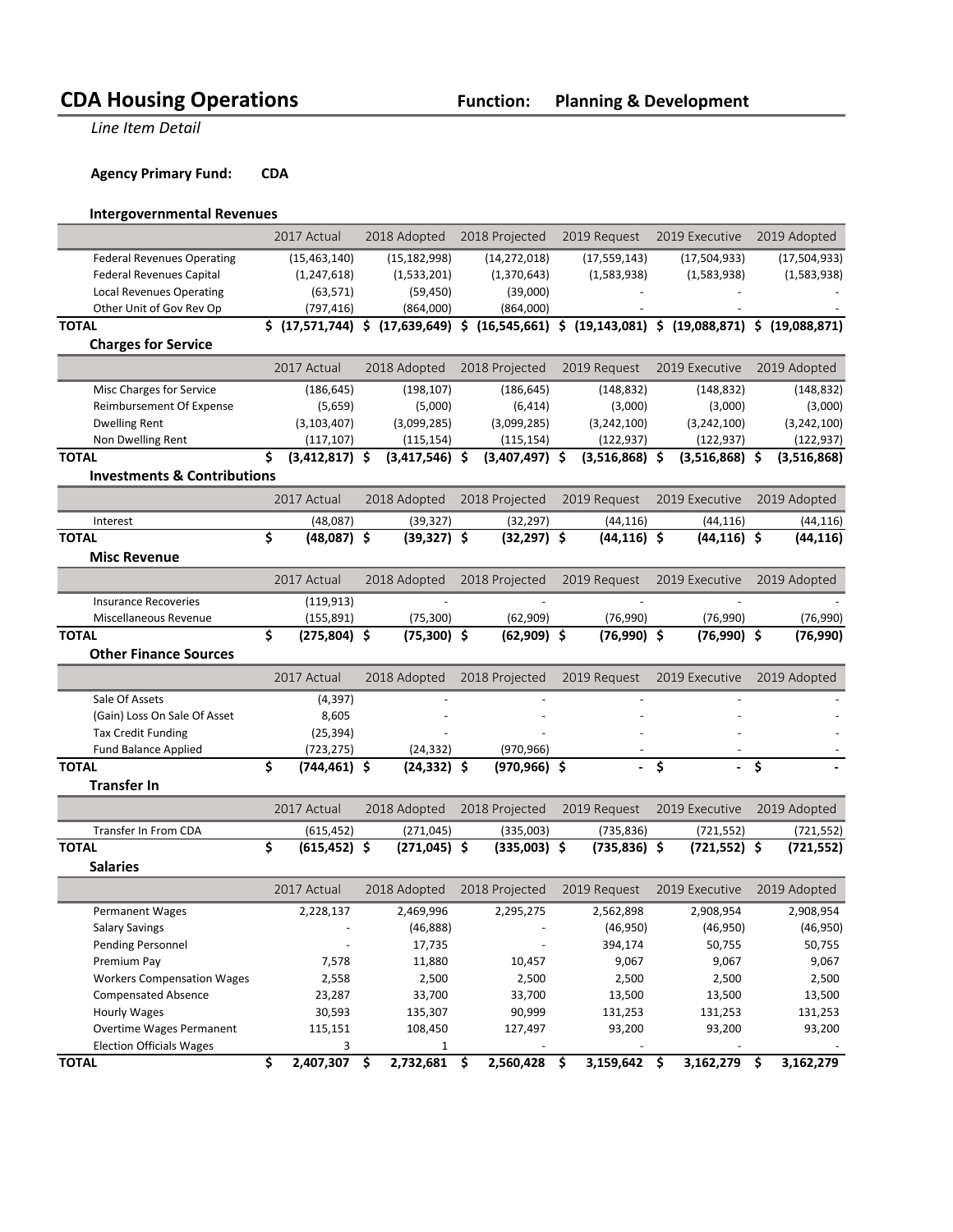# CDA Housing Operations

**Function: Planning & Development**

*Line Item Detail*

**Agency Primary Fund: CDA**

### Intergovernmental Revenues

| | 2017 Actual | 2018 Adopted | 2018 Projected | 2019 Request | 2019 Executive | 2019 Adopted |
|---|---|---|---|---|---|---|
| Federal Revenues Operating | (15,463,140) | (15,182,998) | (14,272,018) | (17,559,143) | (17,504,933) | (17,504,933) |
| Federal Revenues Capital | (1,247,618) | (1,533,201) | (1,370,643) | (1,583,938) | (1,583,938) | (1,583,938) |
| Local Revenues Operating | (63,571) | (59,450) | (39,000) | - | - | - |
| Other Unit of Gov Rev Op | (797,416) | (864,000) | (864,000) | - | - | - |
| **TOTAL** | **$ (17,571,744)** | **$ (17,639,649)** | **$ (16,545,661)** | **$ (19,143,081)** | **$ (19,088,871)** | **$ (19,088,871)** |

### Charges for Service

| | 2017 Actual | 2018 Adopted | 2018 Projected | 2019 Request | 2019 Executive | 2019 Adopted |
|---|---|---|---|---|---|---|
| Misc Charges for Service | (186,645) | (198,107) | (186,645) | (148,832) | (148,832) | (148,832) |
| Reimbursement Of Expense | (5,659) | (5,000) | (6,414) | (3,000) | (3,000) | (3,000) |
| Dwelling Rent | (3,103,407) | (3,099,285) | (3,099,285) | (3,242,100) | (3,242,100) | (3,242,100) |
| Non Dwelling Rent | (117,107) | (115,154) | (115,154) | (122,937) | (122,937) | (122,937) |
| **TOTAL** | **$ (3,412,817)** | **$ (3,417,546)** | **$ (3,407,497)** | **$ (3,516,868)** | **$ (3,516,868)** | **$ (3,516,868)** |

### Investments & Contributions

| | 2017 Actual | 2018 Adopted | 2018 Projected | 2019 Request | 2019 Executive | 2019 Adopted |
|---|---|---|---|---|---|---|
| Interest | (48,087) | (39,327) | (32,297) | (44,116) | (44,116) | (44,116) |
| **TOTAL** | **$ (48,087)** | **$ (39,327)** | **$ (32,297)** | **$ (44,116)** | **$ (44,116)** | **$ (44,116)** |

### Misc Revenue

| | 2017 Actual | 2018 Adopted | 2018 Projected | 2019 Request | 2019 Executive | 2019 Adopted |
|---|---|---|---|---|---|---|
| Insurance Recoveries | (119,913) | - | - | - | - | - |
| Miscellaneous Revenue | (155,891) | (75,300) | (62,909) | (76,990) | (76,990) | (76,990) |
| **TOTAL** | **$ (275,804)** | **$ (75,300)** | **$ (62,909)** | **$ (76,990)** | **$ (76,990)** | **$ (76,990)** |

### Other Finance Sources

| | 2017 Actual | 2018 Adopted | 2018 Projected | 2019 Request | 2019 Executive | 2019 Adopted |
|---|---|---|---|---|---|---|
| Sale Of Assets | (4,397) | - | - | - | - | - |
| (Gain) Loss On Sale Of Asset | 8,605 | - | - | - | - | - |
| Tax Credit Funding | (25,394) | - | - | - | - | - |
| Fund Balance Applied | (723,275) | (24,332) | (970,966) | - | - | - |
| **TOTAL** | **$ (744,461)** | **$ (24,332)** | **$ (970,966)** | **$ -** | **$ -** | **$ -** |

### Transfer In

| | 2017 Actual | 2018 Adopted | 2018 Projected | 2019 Request | 2019 Executive | 2019 Adopted |
|---|---|---|---|---|---|---|
| Transfer In From CDA | (615,452) | (271,045) | (335,003) | (735,836) | (721,552) | (721,552) |
| **TOTAL** | **$ (615,452)** | **$ (271,045)** | **$ (335,003)** | **$ (735,836)** | **$ (721,552)** | **$ (721,552)** |

### Salaries

| | 2017 Actual | 2018 Adopted | 2018 Projected | 2019 Request | 2019 Executive | 2019 Adopted |
|---|---|---|---|---|---|---|
| Permanent Wages | 2,228,137 | 2,469,996 | 2,295,275 | 2,562,898 | 2,908,954 | 2,908,954 |
| Salary Savings | - | (46,888) | - | (46,950) | (46,950) | (46,950) |
| Pending Personnel | - | 17,735 | - | 394,174 | 50,755 | 50,755 |
| Premium Pay | 7,578 | 11,880 | 10,457 | 9,067 | 9,067 | 9,067 |
| Workers Compensation Wages | 2,558 | 2,500 | 2,500 | 2,500 | 2,500 | 2,500 |
| Compensated Absence | 23,287 | 33,700 | 33,700 | 13,500 | 13,500 | 13,500 |
| Hourly Wages | 30,593 | 135,307 | 90,999 | 131,253 | 131,253 | 131,253 |
| Overtime Wages Permanent | 115,151 | 108,450 | 127,497 | 93,200 | 93,200 | 93,200 |
| Election Officials Wages | 3 | 1 | - | - | - | - |
| **TOTAL** | **$ 2,407,307** | **$ 2,732,681** | **$ 2,560,428** | **$ 3,159,642** | **$ 3,162,279** | **$ 3,162,279** |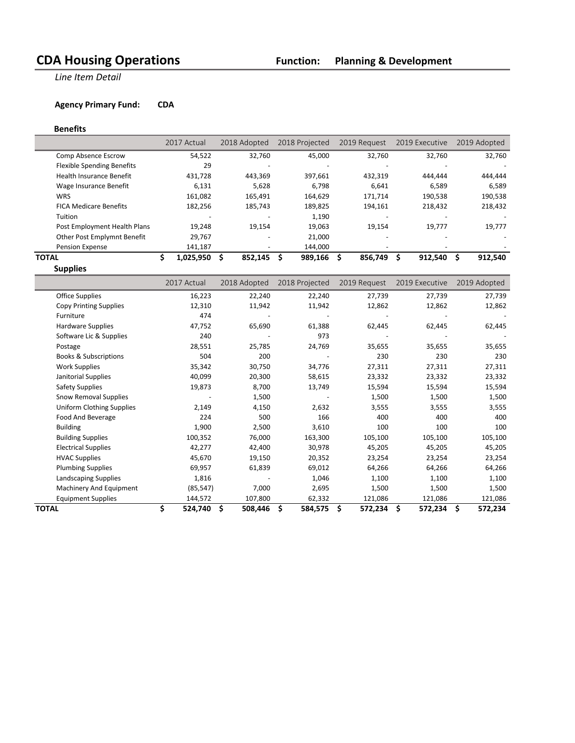# CDA Housing Operations

**Function: Planning & Development**

*Line Item Detail*

**Agency Primary Fund: CDA**

### Benefits

| | 2017 Actual | 2018 Adopted | 2018 Projected | 2019 Request | 2019 Executive | 2019 Adopted |
|---|---|---|---|---|---|---|
| Comp Absence Escrow | 54,522 | 32,760 | 45,000 | 32,760 | 32,760 | 32,760 |
| Flexible Spending Benefits | 29 | - | - | - | - | - |
| Health Insurance Benefit | 431,728 | 443,369 | 397,661 | 432,319 | 444,444 | 444,444 |
| Wage Insurance Benefit | 6,131 | 5,628 | 6,798 | 6,641 | 6,589 | 6,589 |
| WRS | 161,082 | 165,491 | 164,629 | 171,714 | 190,538 | 190,538 |
| FICA Medicare Benefits | 182,256 | 185,743 | 189,825 | 194,161 | 218,432 | 218,432 |
| Tuition | - | - | 1,190 | - | - | - |
| Post Employment Health Plans | 19,248 | 19,154 | 19,063 | 19,154 | 19,777 | 19,777 |
| Other Post Emplymnt Benefit | 29,767 | - | 21,000 | - | - | - |
| Pension Expense | 141,187 | - | 144,000 | - | - | - |
| **TOTAL** | **$ 1,025,950** | **$ 852,145** | **$ 989,166** | **$ 856,749** | **$ 912,540** | **$ 912,540** |

### Supplies

| | 2017 Actual | 2018 Adopted | 2018 Projected | 2019 Request | 2019 Executive | 2019 Adopted |
|---|---|---|---|---|---|---|
| Office Supplies | 16,223 | 22,240 | 22,240 | 27,739 | 27,739 | 27,739 |
| Copy Printing Supplies | 12,310 | 11,942 | 11,942 | 12,862 | 12,862 | 12,862 |
| Furniture | 474 | - | - | - | - | - |
| Hardware Supplies | 47,752 | 65,690 | 61,388 | 62,445 | 62,445 | 62,445 |
| Software Lic & Supplies | 240 | - | 973 | - | - | - |
| Postage | 28,551 | 25,785 | 24,769 | 35,655 | 35,655 | 35,655 |
| Books & Subscriptions | 504 | 200 | - | 230 | 230 | 230 |
| Work Supplies | 35,342 | 30,750 | 34,776 | 27,311 | 27,311 | 27,311 |
| Janitorial Supplies | 40,099 | 20,300 | 58,615 | 23,332 | 23,332 | 23,332 |
| Safety Supplies | 19,873 | 8,700 | 13,749 | 15,594 | 15,594 | 15,594 |
| Snow Removal Supplies | - | 1,500 | - | 1,500 | 1,500 | 1,500 |
| Uniform Clothing Supplies | 2,149 | 4,150 | 2,632 | 3,555 | 3,555 | 3,555 |
| Food And Beverage | 224 | 500 | 166 | 400 | 400 | 400 |
| Building | 1,900 | 2,500 | 3,610 | 100 | 100 | 100 |
| Building Supplies | 100,352 | 76,000 | 163,300 | 105,100 | 105,100 | 105,100 |
| Electrical Supplies | 42,277 | 42,400 | 30,978 | 45,205 | 45,205 | 45,205 |
| HVAC Supplies | 45,670 | 19,150 | 20,352 | 23,254 | 23,254 | 23,254 |
| Plumbing Supplies | 69,957 | 61,839 | 69,012 | 64,266 | 64,266 | 64,266 |
| Landscaping Supplies | 1,816 | - | 1,046 | 1,100 | 1,100 | 1,100 |
| Machinery And Equipment | (85,547) | 7,000 | 2,695 | 1,500 | 1,500 | 1,500 |
| Equipment Supplies | 144,572 | 107,800 | 62,332 | 121,086 | 121,086 | 121,086 |
| **TOTAL** | **$ 524,740** | **$ 508,446** | **$ 584,575** | **$ 572,234** | **$ 572,234** | **$ 572,234** |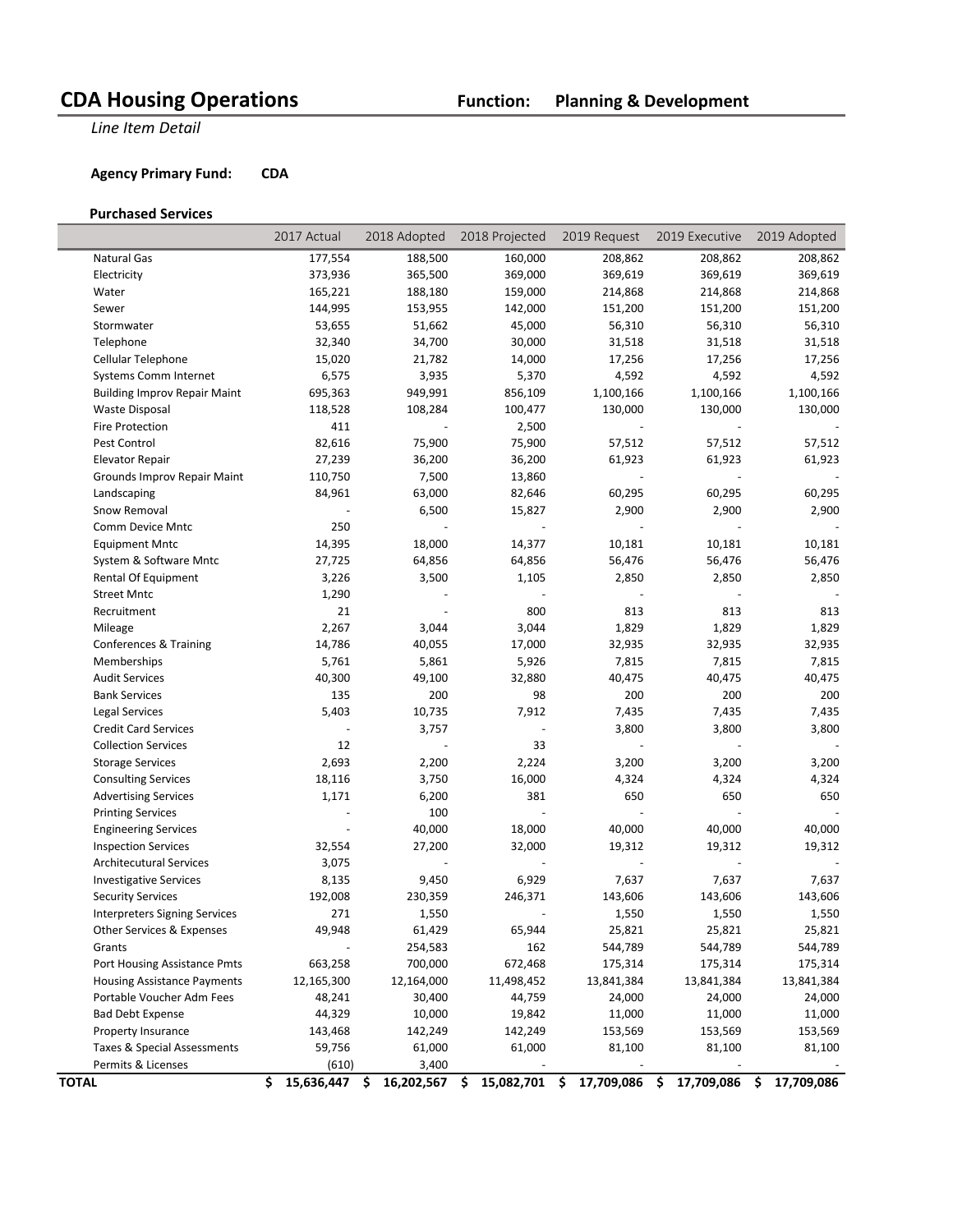# CDA Housing Operations

**Function: Planning & Development**

*Line Item Detail*

**Agency Primary Fund: CDA**

**Purchased Services**

| | 2017 Actual | 2018 Adopted | 2018 Projected | 2019 Request | 2019 Executive | 2019 Adopted |
|---|---|---|---|---|---|---|
| Natural Gas | 177,554 | 188,500 | 160,000 | 208,862 | 208,862 | 208,862 |
| Electricity | 373,936 | 365,500 | 369,000 | 369,619 | 369,619 | 369,619 |
| Water | 165,221 | 188,180 | 159,000 | 214,868 | 214,868 | 214,868 |
| Sewer | 144,995 | 153,955 | 142,000 | 151,200 | 151,200 | 151,200 |
| Stormwater | 53,655 | 51,662 | 45,000 | 56,310 | 56,310 | 56,310 |
| Telephone | 32,340 | 34,700 | 30,000 | 31,518 | 31,518 | 31,518 |
| Cellular Telephone | 15,020 | 21,782 | 14,000 | 17,256 | 17,256 | 17,256 |
| Systems Comm Internet | 6,575 | 3,935 | 5,370 | 4,592 | 4,592 | 4,592 |
| Building Improv Repair Maint | 695,363 | 949,991 | 856,109 | 1,100,166 | 1,100,166 | 1,100,166 |
| Waste Disposal | 118,528 | 108,284 | 100,477 | 130,000 | 130,000 | 130,000 |
| Fire Protection | 411 | - | 2,500 | - | - | - |
| Pest Control | 82,616 | 75,900 | 75,900 | 57,512 | 57,512 | 57,512 |
| Elevator Repair | 27,239 | 36,200 | 36,200 | 61,923 | 61,923 | 61,923 |
| Grounds Improv Repair Maint | 110,750 | 7,500 | 13,860 | - | - | - |
| Landscaping | 84,961 | 63,000 | 82,646 | 60,295 | 60,295 | 60,295 |
| Snow Removal | - | 6,500 | 15,827 | 2,900 | 2,900 | 2,900 |
| Comm Device Mntc | 250 | - | - | - | - | - |
| Equipment Mntc | 14,395 | 18,000 | 14,377 | 10,181 | 10,181 | 10,181 |
| System & Software Mntc | 27,725 | 64,856 | 64,856 | 56,476 | 56,476 | 56,476 |
| Rental Of Equipment | 3,226 | 3,500 | 1,105 | 2,850 | 2,850 | 2,850 |
| Street Mntc | 1,290 | - | - | - | - | - |
| Recruitment | 21 | - | 800 | 813 | 813 | 813 |
| Mileage | 2,267 | 3,044 | 3,044 | 1,829 | 1,829 | 1,829 |
| Conferences & Training | 14,786 | 40,055 | 17,000 | 32,935 | 32,935 | 32,935 |
| Memberships | 5,761 | 5,861 | 5,926 | 7,815 | 7,815 | 7,815 |
| Audit Services | 40,300 | 49,100 | 32,880 | 40,475 | 40,475 | 40,475 |
| Bank Services | 135 | 200 | 98 | 200 | 200 | 200 |
| Legal Services | 5,403 | 10,735 | 7,912 | 7,435 | 7,435 | 7,435 |
| Credit Card Services | - | 3,757 | - | 3,800 | 3,800 | 3,800 |
| Collection Services | 12 | - | 33 | - | - | - |
| Storage Services | 2,693 | 2,200 | 2,224 | 3,200 | 3,200 | 3,200 |
| Consulting Services | 18,116 | 3,750 | 16,000 | 4,324 | 4,324 | 4,324 |
| Advertising Services | 1,171 | 6,200 | 381 | 650 | 650 | 650 |
| Printing Services | - | 100 | - | - | - | - |
| Engineering Services | - | 40,000 | 18,000 | 40,000 | 40,000 | 40,000 |
| Inspection Services | 32,554 | 27,200 | 32,000 | 19,312 | 19,312 | 19,312 |
| Architecutural Services | 3,075 | - | - | - | - | - |
| Investigative Services | 8,135 | 9,450 | 6,929 | 7,637 | 7,637 | 7,637 |
| Security Services | 192,008 | 230,359 | 246,371 | 143,606 | 143,606 | 143,606 |
| Interpreters Signing Services | 271 | 1,550 | - | 1,550 | 1,550 | 1,550 |
| Other Services & Expenses | 49,948 | 61,429 | 65,944 | 25,821 | 25,821 | 25,821 |
| Grants | - | 254,583 | 162 | 544,789 | 544,789 | 544,789 |
| Port Housing Assistance Pmts | 663,258 | 700,000 | 672,468 | 175,314 | 175,314 | 175,314 |
| Housing Assistance Payments | 12,165,300 | 12,164,000 | 11,498,452 | 13,841,384 | 13,841,384 | 13,841,384 |
| Portable Voucher Adm Fees | 48,241 | 30,400 | 44,759 | 24,000 | 24,000 | 24,000 |
| Bad Debt Expense | 44,329 | 10,000 | 19,842 | 11,000 | 11,000 | 11,000 |
| Property Insurance | 143,468 | 142,249 | 142,249 | 153,569 | 153,569 | 153,569 |
| Taxes & Special Assessments | 59,756 | 61,000 | 61,000 | 81,100 | 81,100 | 81,100 |
| Permits & Licenses | (610) | 3,400 | - | - | - | - |
| **TOTAL** | **$ 15,636,447** | **$ 16,202,567** | **$ 15,082,701** | **$ 17,709,086** | **$ 17,709,086** | **$ 17,709,086** |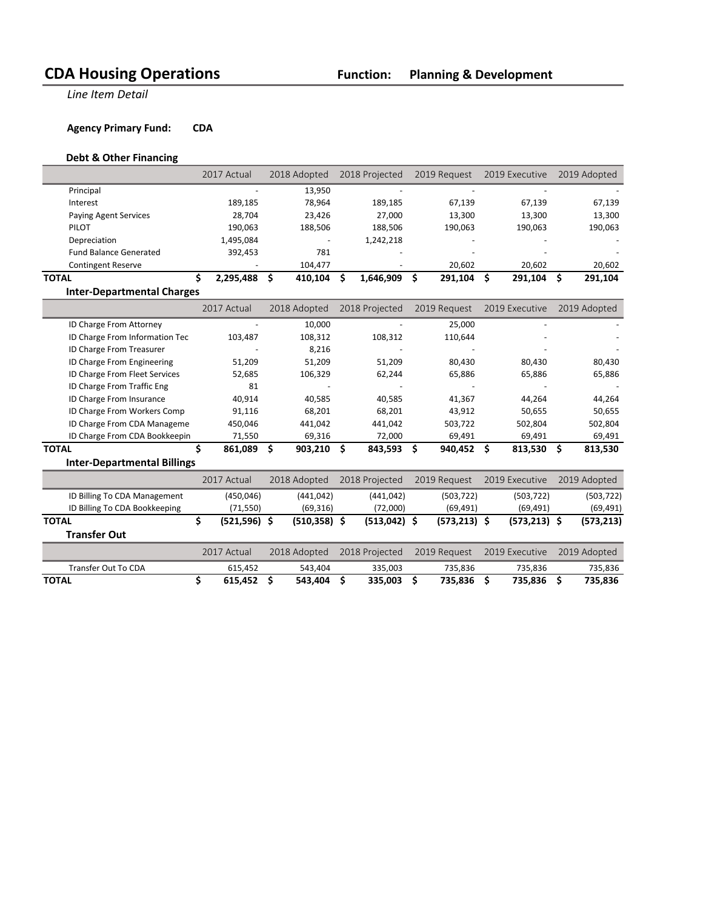# CDA Housing Operations

**Function: Planning & Development**

*Line Item Detail*

**Agency Primary Fund: CDA**

### Debt & Other Financing

| | 2017 Actual | 2018 Adopted | 2018 Projected | 2019 Request | 2019 Executive | 2019 Adopted |
|---|---|---|---|---|---|---|
| Principal | - | 13,950 | - | - | - | - |
| Interest | 189,185 | 78,964 | 189,185 | 67,139 | 67,139 | 67,139 |
| Paying Agent Services | 28,704 | 23,426 | 27,000 | 13,300 | 13,300 | 13,300 |
| PILOT | 190,063 | 188,506 | 188,506 | 190,063 | 190,063 | 190,063 |
| Depreciation | 1,495,084 | - | 1,242,218 | - | - | - |
| Fund Balance Generated | 392,453 | 781 | - | - | - | - |
| Contingent Reserve | - | 104,477 | - | 20,602 | 20,602 | 20,602 |
| **TOTAL** | **$ 2,295,488** | **$ 410,104** | **$ 1,646,909** | **$ 291,104** | **$ 291,104** | **$ 291,104** |

### Inter-Departmental Charges

| | 2017 Actual | 2018 Adopted | 2018 Projected | 2019 Request | 2019 Executive | 2019 Adopted |
|---|---|---|---|---|---|---|
| ID Charge From Attorney | - | 10,000 | - | 25,000 | - | - |
| ID Charge From Information Tec | 103,487 | 108,312 | 108,312 | 110,644 | - | - |
| ID Charge From Treasurer | - | 8,216 | - | - | - | - |
| ID Charge From Engineering | 51,209 | 51,209 | 51,209 | 80,430 | 80,430 | 80,430 |
| ID Charge From Fleet Services | 52,685 | 106,329 | 62,244 | 65,886 | 65,886 | 65,886 |
| ID Charge From Traffic Eng | 81 | - | - | - | - | - |
| ID Charge From Insurance | 40,914 | 40,585 | 40,585 | 41,367 | 44,264 | 44,264 |
| ID Charge From Workers Comp | 91,116 | 68,201 | 68,201 | 43,912 | 50,655 | 50,655 |
| ID Charge From CDA Manageme | 450,046 | 441,042 | 441,042 | 503,722 | 502,804 | 502,804 |
| ID Charge From CDA Bookkeepin | 71,550 | 69,316 | 72,000 | 69,491 | 69,491 | 69,491 |
| **TOTAL** | **$ 861,089** | **$ 903,210** | **$ 843,593** | **$ 940,452** | **$ 813,530** | **$ 813,530** |

### Inter-Departmental Billings

| | 2017 Actual | 2018 Adopted | 2018 Projected | 2019 Request | 2019 Executive | 2019 Adopted |
|---|---|---|---|---|---|---|
| ID Billing To CDA Management | (450,046) | (441,042) | (441,042) | (503,722) | (503,722) | (503,722) |
| ID Billing To CDA Bookkeeping | (71,550) | (69,316) | (72,000) | (69,491) | (69,491) | (69,491) |
| **TOTAL** | **$ (521,596)** | **$ (510,358)** | **$ (513,042)** | **$ (573,213)** | **$ (573,213)** | **$ (573,213)** |

### Transfer Out

| | 2017 Actual | 2018 Adopted | 2018 Projected | 2019 Request | 2019 Executive | 2019 Adopted |
|---|---|---|---|---|---|---|
| Transfer Out To CDA | 615,452 | 543,404 | 335,003 | 735,836 | 735,836 | 735,836 |
| **TOTAL** | **$ 615,452** | **$ 543,404** | **$ 335,003** | **$ 735,836** | **$ 735,836** | **$ 735,836** |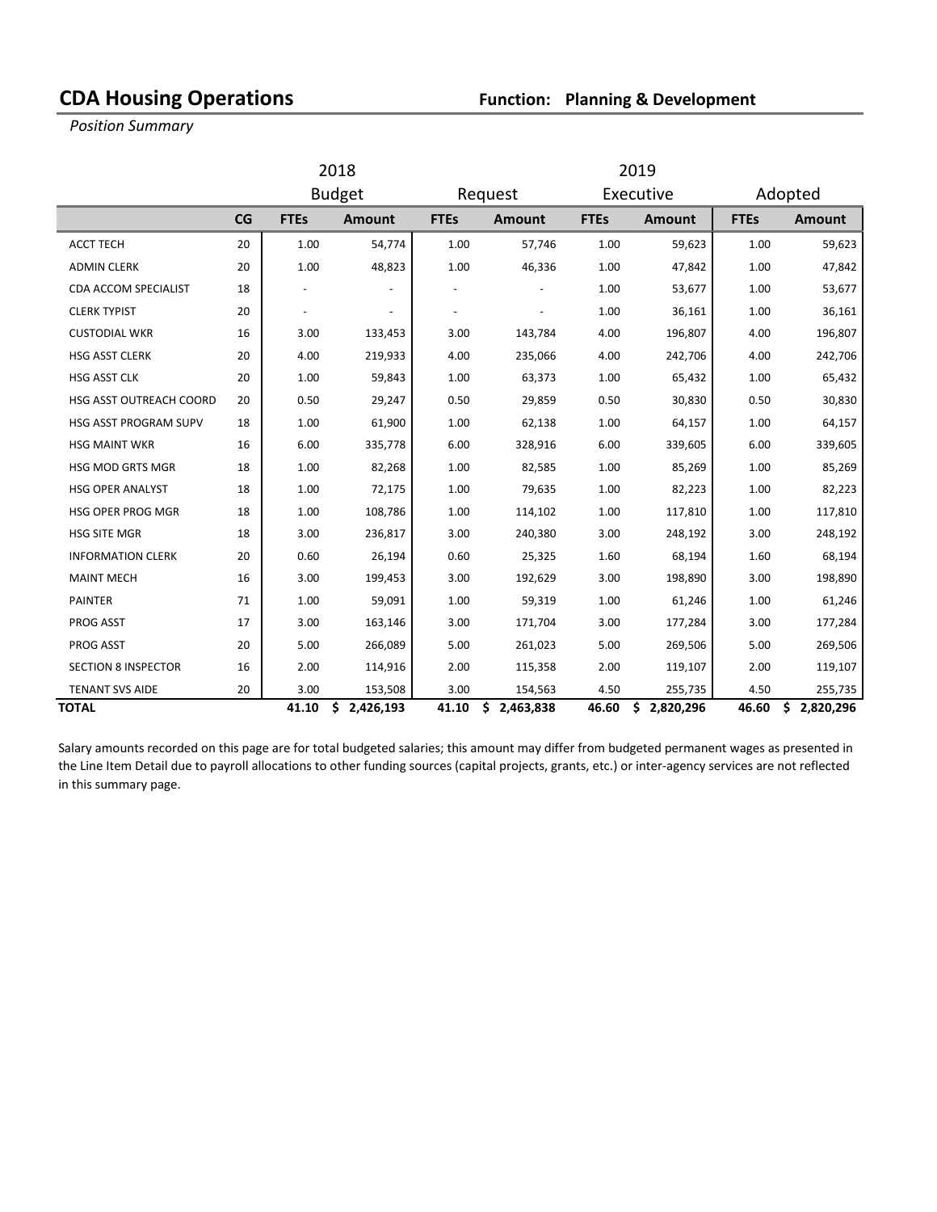## CDA Housing Operations

**Function: Planning & Development**

*Position Summary*

| | | 2018 | | 2019 | | | | | |
|---|---|---|---|---|---|---|---|---|---|
| | | Budget | | Request | | Executive | | Adopted | |
| | CG | FTEs | Amount | FTEs | Amount | FTEs | Amount | FTEs | Amount |
| ACCT TECH | 20 | 1.00 | 54,774 | 1.00 | 57,746 | 1.00 | 59,623 | 1.00 | 59,623 |
| ADMIN CLERK | 20 | 1.00 | 48,823 | 1.00 | 46,336 | 1.00 | 47,842 | 1.00 | 47,842 |
| CDA ACCOM SPECIALIST | 18 | - | - | - | - | 1.00 | 53,677 | 1.00 | 53,677 |
| CLERK TYPIST | 20 | - | - | - | - | 1.00 | 36,161 | 1.00 | 36,161 |
| CUSTODIAL WKR | 16 | 3.00 | 133,453 | 3.00 | 143,784 | 4.00 | 196,807 | 4.00 | 196,807 |
| HSG ASST CLERK | 20 | 4.00 | 219,933 | 4.00 | 235,066 | 4.00 | 242,706 | 4.00 | 242,706 |
| HSG ASST CLK | 20 | 1.00 | 59,843 | 1.00 | 63,373 | 1.00 | 65,432 | 1.00 | 65,432 |
| HSG ASST OUTREACH COORD | 20 | 0.50 | 29,247 | 0.50 | 29,859 | 0.50 | 30,830 | 0.50 | 30,830 |
| HSG ASST PROGRAM SUPV | 18 | 1.00 | 61,900 | 1.00 | 62,138 | 1.00 | 64,157 | 1.00 | 64,157 |
| HSG MAINT WKR | 16 | 6.00 | 335,778 | 6.00 | 328,916 | 6.00 | 339,605 | 6.00 | 339,605 |
| HSG MOD GRTS MGR | 18 | 1.00 | 82,268 | 1.00 | 82,585 | 1.00 | 85,269 | 1.00 | 85,269 |
| HSG OPER ANALYST | 18 | 1.00 | 72,175 | 1.00 | 79,635 | 1.00 | 82,223 | 1.00 | 82,223 |
| HSG OPER PROG MGR | 18 | 1.00 | 108,786 | 1.00 | 114,102 | 1.00 | 117,810 | 1.00 | 117,810 |
| HSG SITE MGR | 18 | 3.00 | 236,817 | 3.00 | 240,380 | 3.00 | 248,192 | 3.00 | 248,192 |
| INFORMATION CLERK | 20 | 0.60 | 26,194 | 0.60 | 25,325 | 1.60 | 68,194 | 1.60 | 68,194 |
| MAINT MECH | 16 | 3.00 | 199,453 | 3.00 | 192,629 | 3.00 | 198,890 | 3.00 | 198,890 |
| PAINTER | 71 | 1.00 | 59,091 | 1.00 | 59,319 | 1.00 | 61,246 | 1.00 | 61,246 |
| PROG ASST | 17 | 3.00 | 163,146 | 3.00 | 171,704 | 3.00 | 177,284 | 3.00 | 177,284 |
| PROG ASST | 20 | 5.00 | 266,089 | 5.00 | 261,023 | 5.00 | 269,506 | 5.00 | 269,506 |
| SECTION 8 INSPECTOR | 16 | 2.00 | 114,916 | 2.00 | 115,358 | 2.00 | 119,107 | 2.00 | 119,107 |
| TENANT SVS AIDE | 20 | 3.00 | 153,508 | 3.00 | 154,563 | 4.50 | 255,735 | 4.50 | 255,735 |
| **TOTAL** | | **41.10** | **$ 2,426,193** | **41.10** | **$ 2,463,838** | **46.60** | **$ 2,820,296** | **46.60** | **$ 2,820,296** |

Salary amounts recorded on this page are for total budgeted salaries; this amount may differ from budgeted permanent wages as presented in the Line Item Detail due to payroll allocations to other funding sources (capital projects, grants, etc.) or inter-agency services are not reflected in this summary page.